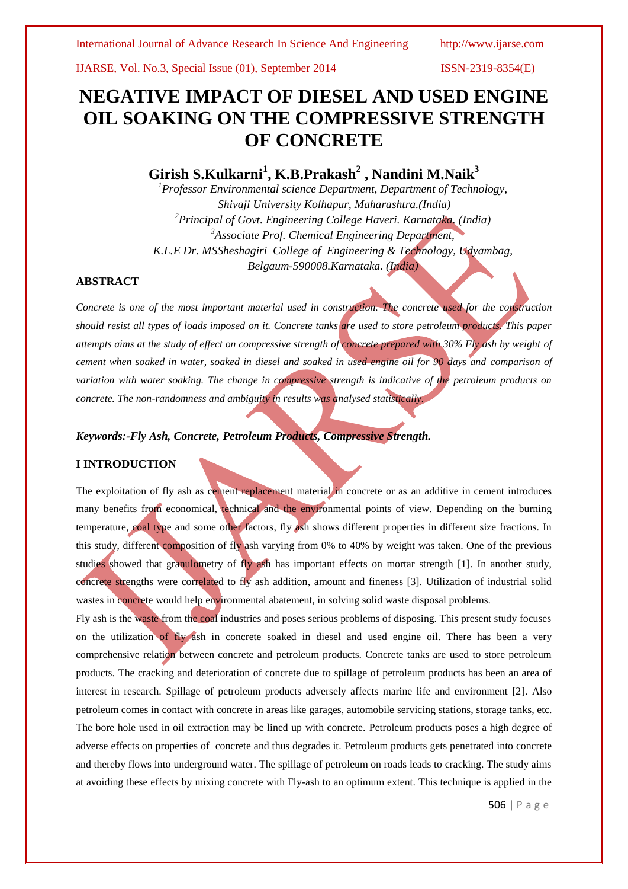# NEGATIVE IMPACT OF DIESEL AND USED ENGINE OIL SOAKING ON THE COMPRESSIVE STRENGTH OF CONCRETE

**Girish S.Kulkarni[1], K.B.Prakash[2] , Nandini M.Naik[3]**

*[1]Professor Environmental science Department, Department of Technology, Shivaji University Kolhapur, Maharashtra.(India)*

*[2]Principal of Govt. Engineering College Haveri. Karnataka. (India)*

*[3]Associate Prof. Chemical Engineering Department, K.L.E Dr. MSSheshagiri College of Engineering & Technology, Udyambag, Belgaum-590008.Karnataka. (India)*

## ABSTRACT

*Concrete is one of the most important material used in construction. The concrete used for the construction should resist all types of loads imposed on it. Concrete tanks are used to store petroleum products. This paper attempts aims at the study of effect on compressive strength of concrete prepared with 30% Fly ash by weight of cement when soaked in water, soaked in diesel and soaked in used engine oil for 90 days and comparison of variation with water soaking. The change in compressive strength is indicative of the petroleum products on concrete. The non-randomness and ambiguity in results was analysed statistically.*

***Keywords:-Fly Ash, Concrete, Petroleum Products, Compressive Strength.***

## I INTRODUCTION

The exploitation of fly ash as cement replacement material in concrete or as an additive in cement introduces many benefits from economical, technical and the environmental points of view. Depending on the burning temperature, coal type and some other factors, fly ash shows different properties in different size fractions. In this study, different composition of fly ash varying from 0% to 40% by weight was taken. One of the previous studies showed that granulometry of fly ash has important effects on mortar strength [1]. In another study, concrete strengths were correlated to fly ash addition, amount and fineness [3]. Utilization of industrial solid wastes in concrete would help environmental abatement, in solving solid waste disposal problems.

Fly ash is the waste from the coal industries and poses serious problems of disposing. This present study focuses on the utilization of fly ash in concrete soaked in diesel and used engine oil. There has been a very comprehensive relation between concrete and petroleum products. Concrete tanks are used to store petroleum products. The cracking and deterioration of concrete due to spillage of petroleum products has been an area of interest in research. Spillage of petroleum products adversely affects marine life and environment [2]. Also petroleum comes in contact with concrete in areas like garages, automobile servicing stations, storage tanks, etc. The bore hole used in oil extraction may be lined up with concrete. Petroleum products poses a high degree of adverse effects on properties of concrete and thus degrades it. Petroleum products gets penetrated into concrete and thereby flows into underground water. The spillage of petroleum on roads leads to cracking. The study aims at avoiding these effects by mixing concrete with Fly-ash to an optimum extent. This technique is applied in the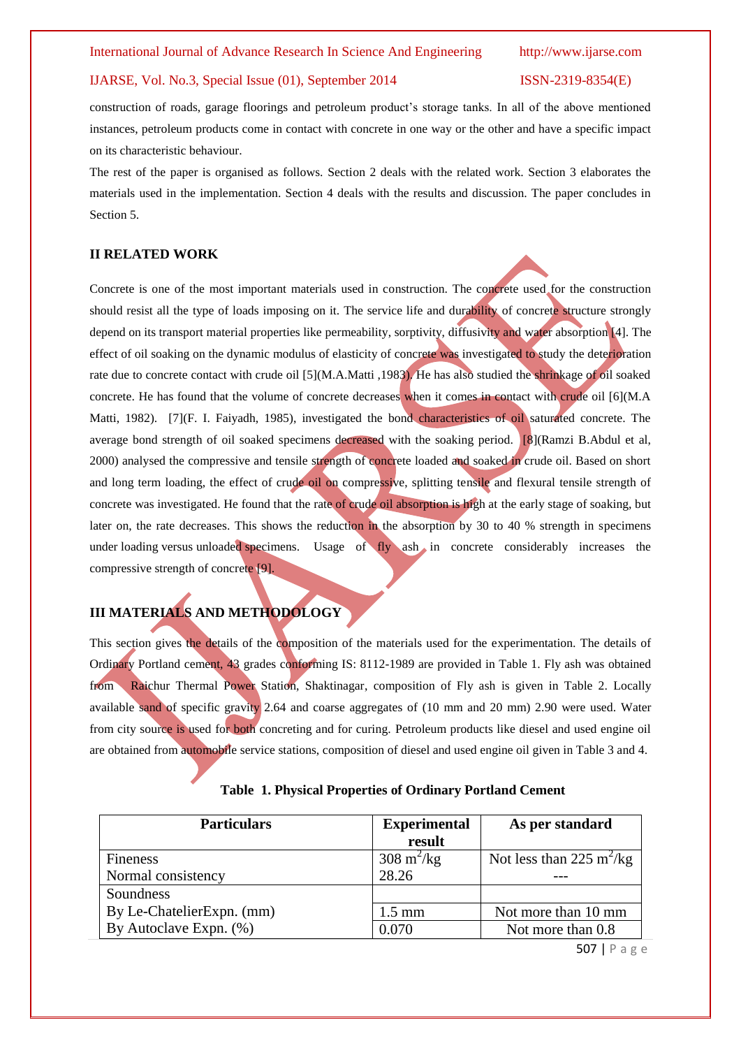construction of roads, garage floorings and petroleum product's storage tanks. In all of the above mentioned instances, petroleum products come in contact with concrete in one way or the other and have a specific impact on its characteristic behaviour.

The rest of the paper is organised as follows. Section 2 deals with the related work. Section 3 elaborates the materials used in the implementation. Section 4 deals with the results and discussion. The paper concludes in Section 5.

## II RELATED WORK

Concrete is one of the most important materials used in construction. The concrete used for the construction should resist all the type of loads imposing on it. The service life and durability of concrete structure strongly depend on its transport material properties like permeability, sorptivity, diffusivity and water absorption [4]. The effect of oil soaking on the dynamic modulus of elasticity of concrete was investigated to study the deterioration rate due to concrete contact with crude oil [5](M.A.Matti ,1983). He has also studied the shrinkage of oil soaked concrete. He has found that the volume of concrete decreases when it comes in contact with crude oil [6](M.A Matti, 1982). [7](F. I. Faiyadh, 1985), investigated the bond characteristics of oil saturated concrete. The average bond strength of oil soaked specimens decreased with the soaking period. [8](Ramzi B.Abdul et al, 2000) analysed the compressive and tensile strength of concrete loaded and soaked in crude oil. Based on short and long term loading, the effect of crude oil on compressive, splitting tensile and flexural tensile strength of concrete was investigated. He found that the rate of crude oil absorption is high at the early stage of soaking, but later on, the rate decreases. This shows the reduction in the absorption by 30 to 40 % strength in specimens under loading versus unloaded specimens. Usage of fly ash in concrete considerably increases the compressive strength of concrete [9].

## III MATERIALS AND METHODOLOGY

This section gives the details of the composition of the materials used for the experimentation. The details of Ordinary Portland cement, 43 grades conforming IS: 8112-1989 are provided in Table 1. Fly ash was obtained from Raichur Thermal Power Station, Shaktinagar, composition of Fly ash is given in Table 2. Locally available sand of specific gravity 2.64 and coarse aggregates of (10 mm and 20 mm) 2.90 were used. Water from city source is used for both concreting and for curing. Petroleum products like diesel and used engine oil are obtained from automobile service stations, composition of diesel and used engine oil given in Table 3 and 4.

**Table 1. Physical Properties of Ordinary Portland Cement**

| Particulars | Experimental result | As per standard |
|---|---|---|
| Fineness | 308 $m^2/kg$ | Not less than 225 $m^2/kg$ |
| Normal consistency | 28.26 | --- |
| Soundness | | |
| By Le-ChatelierExpn. (mm) | 1.5 mm | Not more than 10 mm |
| By Autoclave Expn. (%) | 0.070 | Not more than 0.8 |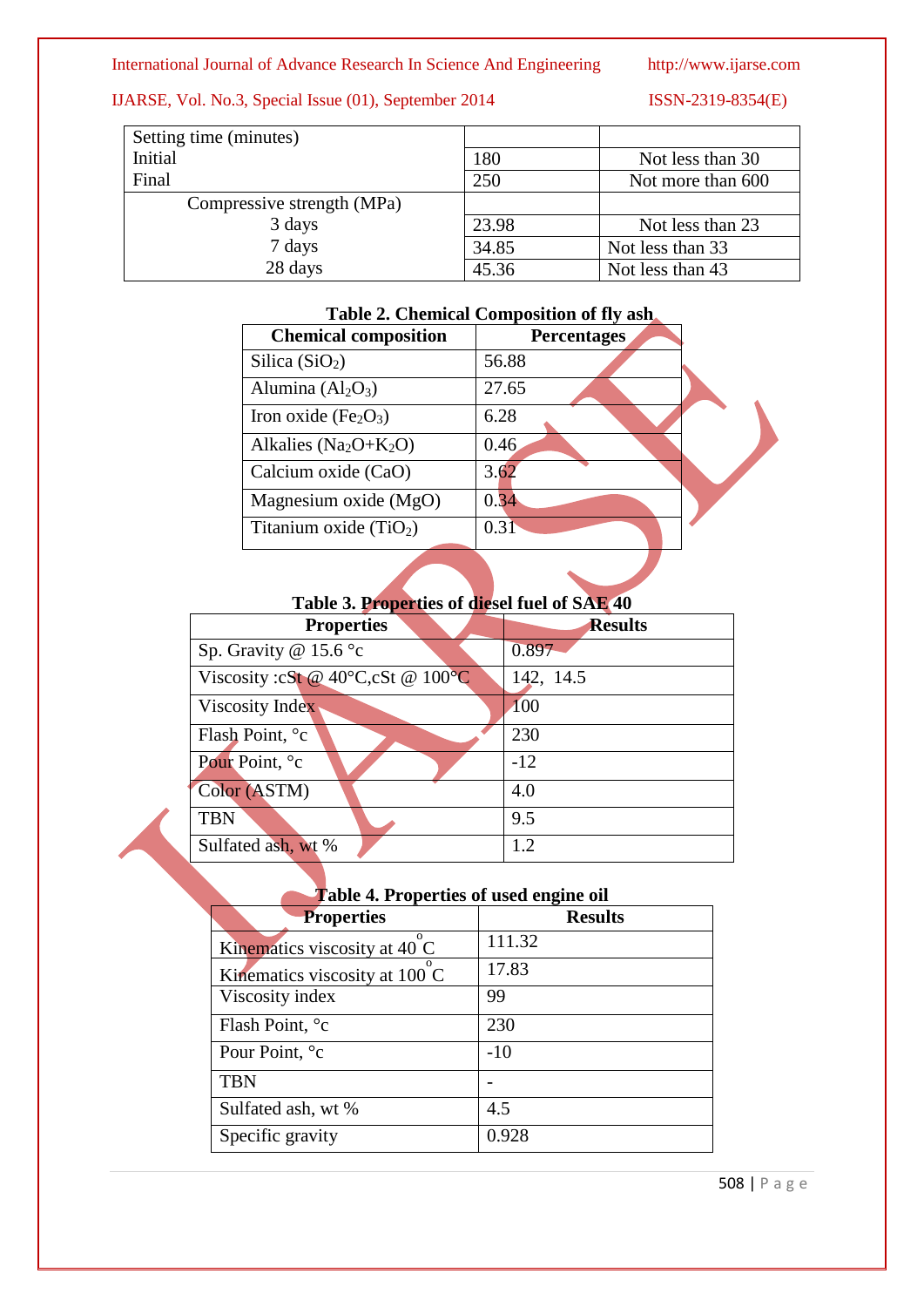| Setting time (minutes) | | |
|---|---|---|
| Initial | 180 | Not less than 30 |
| Final | 250 | Not more than 600 |
| Compressive strength (MPa) | | |
| 3 days | 23.98 | Not less than 23 |
| 7 days | 34.85 | Not less than 33 |
| 28 days | 45.36 | Not less than 43 |

**Table 2. Chemical Composition of fly ash**

| Chemical composition | Percentages |
|---|---|
| Silica ($SiO_2$) | 56.88 |
| Alumina ($Al_2O_3$) | 27.65 |
| Iron oxide ($Fe_2O_3$) | 6.28 |
| Alkalies ($Na_2O$+$K_2O$) | 0.46 |
| Calcium oxide (CaO) | 3.62 |
| Magnesium oxide (MgO) | 0.34 |
| Titanium oxide ($TiO_2$) | 0.31 |

**Table 3. Properties of diesel fuel of SAE 40**

| Properties | Results |
|---|---|
| Sp. Gravity @ 15.6 °c | 0.897 |
| Viscosity :cSt @ 40°C,cSt @ 100°C | 142, 14.5 |
| Viscosity Index | 100 |
| Flash Point, °c | 230 |
| Pour Point, °c | -12 |
| Color (ASTM) | 4.0 |
| TBN | 9.5 |
| Sulfated ash, wt % | 1.2 |

**Table 4. Properties of used engine oil**

| Properties | Results |
|---|---|
| Kinematics viscosity at 40 °C | 111.32 |
| Kinematics viscosity at 100 °C | 17.83 |
| Viscosity index | 99 |
| Flash Point, °c | 230 |
| Pour Point, °c | -10 |
| TBN | - |
| Sulfated ash, wt % | 4.5 |
| Specific gravity | 0.928 |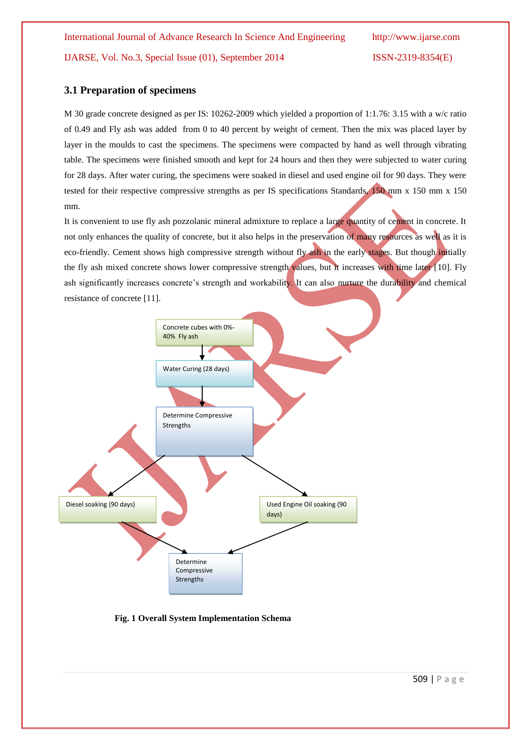### 3.1 Preparation of specimens

M 30 grade concrete designed as per IS: 10262-2009 which yielded a proportion of 1:1.76: 3.15 with a w/c ratio of 0.49 and Fly ash was added from 0 to 40 percent by weight of cement. Then the mix was placed layer by layer in the moulds to cast the specimens. The specimens were compacted by hand as well through vibrating table. The specimens were finished smooth and kept for 24 hours and then they were subjected to water curing for 28 days. After water curing, the specimens were soaked in diesel and used engine oil for 90 days. They were tested for their respective compressive strengths as per IS specifications Standards, 150 mm x 150 mm x 150 mm.

It is convenient to use fly ash pozzolanic mineral admixture to replace a large quantity of cement in concrete. It not only enhances the quality of concrete, but it also helps in the preservation of many resources as well as it is eco-friendly. Cement shows high compressive strength without fly ash in the early stages. But though initially the fly ash mixed concrete shows lower compressive strength values, but it increases with time later [10]. Fly ash significantly increases concrete's strength and workability. It can also nurture the durability and chemical resistance of concrete [11].

Concrete cubes with 0%-40% Fly ash

Water Curing (28 days)

Determine Compressive Strengths

Diesel soaking (90 days)

Used Engine Oil soaking (90 days)

Determine Compressive Strengths

**Fig. 1 Overall System Implementation Schema**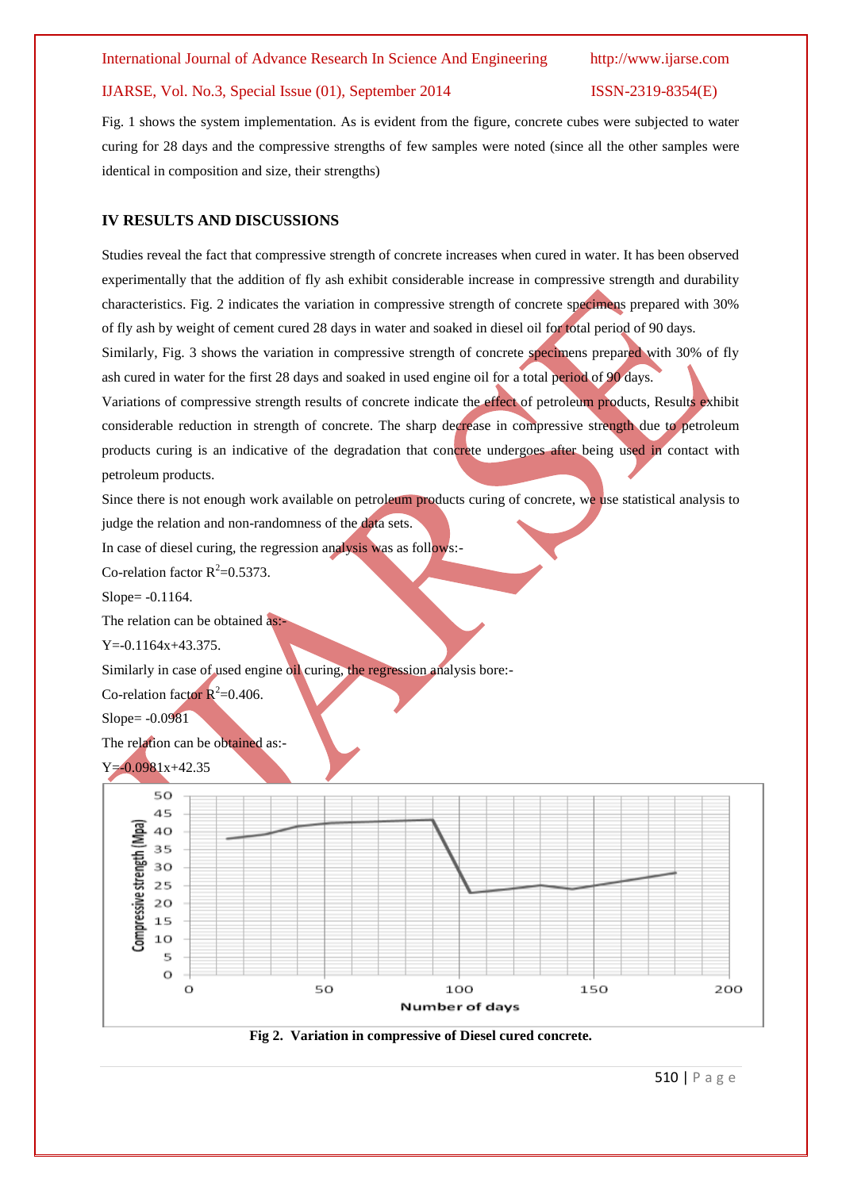Fig. 1 shows the system implementation. As is evident from the figure, concrete cubes were subjected to water curing for 28 days and the compressive strengths of few samples were noted (since all the other samples were identical in composition and size, their strengths)

## IV RESULTS AND DISCUSSIONS

Studies reveal the fact that compressive strength of concrete increases when cured in water. It has been observed experimentally that the addition of fly ash exhibit considerable increase in compressive strength and durability characteristics. Fig. 2 indicates the variation in compressive strength of concrete specimens prepared with 30% of fly ash by weight of cement cured 28 days in water and soaked in diesel oil for total period of 90 days.

Similarly, Fig. 3 shows the variation in compressive strength of concrete specimens prepared with 30% of fly ash cured in water for the first 28 days and soaked in used engine oil for a total period of 90 days.

Variations of compressive strength results of concrete indicate the effect of petroleum products, Results exhibit considerable reduction in strength of concrete. The sharp decrease in compressive strength due to petroleum products curing is an indicative of the degradation that concrete undergoes after being used in contact with petroleum products.

Since there is not enough work available on petroleum products curing of concrete, we use statistical analysis to judge the relation and non-randomness of the data sets.

In case of diesel curing, the regression analysis was as follows:-

Co-relation factor $R^2$=0.5373.

Slope= -0.1164.

The relation can be obtained as:-

$Y=-0.1164x+43.375$.

Similarly in case of used engine oil curing, the regression analysis bore:-

Co-relation factor $R^2$=0.406.

Slope= -0.0981

The relation can be obtained as:-

$Y=-0.0981x+42.35$

**Fig 2. Variation in compressive of Diesel cured concrete.**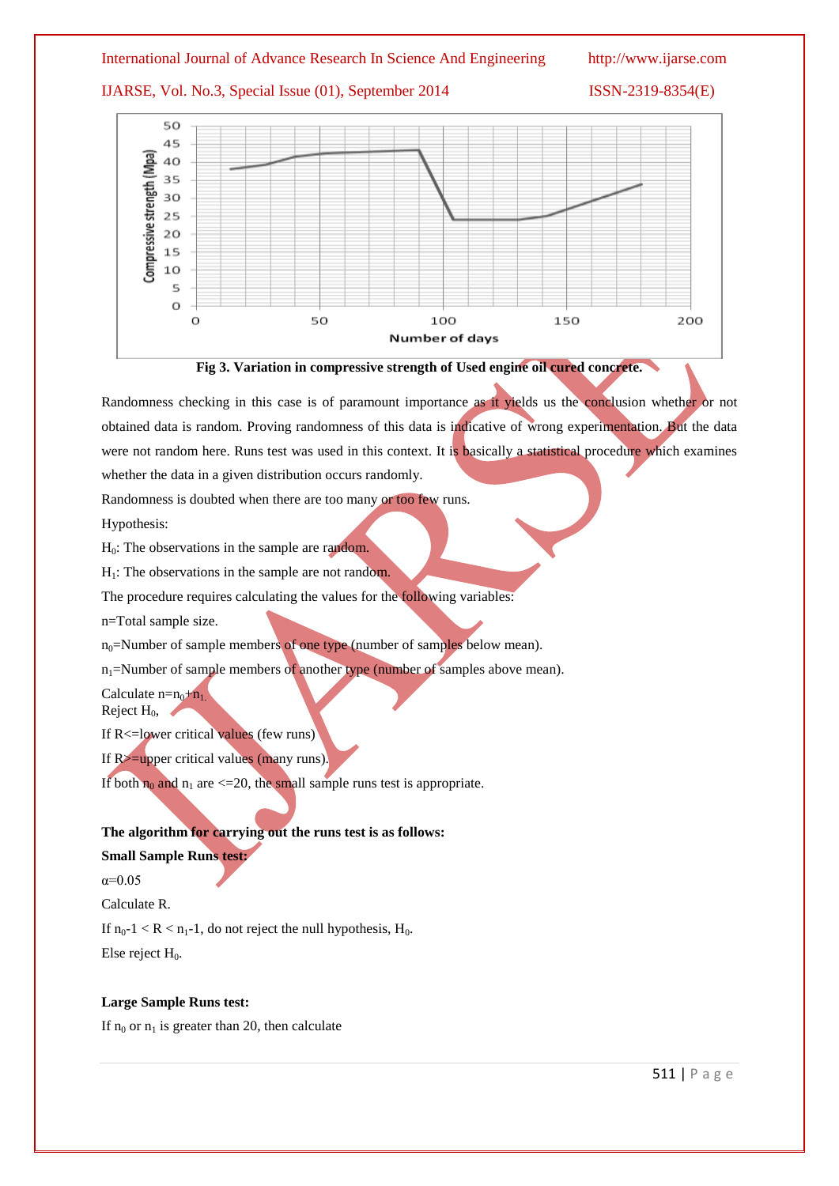Fig 3. Variation in compressive strength of Used engine oil cured concrete.

Randomness checking in this case is of paramount importance as it yields us the conclusion whether or not obtained data is random. Proving randomness of this data is indicative of wrong experimentation. But the data were not random here. Runs test was used in this context. It is basically a statistical procedure which examines whether the data in a given distribution occurs randomly.

Randomness is doubted when there are too many or too few runs.

Hypothesis:

$H_0$: The observations in the sample are random.

$H_1$: The observations in the sample are not random.

The procedure requires calculating the values for the following variables:

n=Total sample size.

$n_0$=Number of sample members of one type (number of samples below mean).

$n_1$=Number of sample members of another type (number of samples above mean).

Calculate $n=n_0+n_1$.

Reject $H_0$,

If R<=lower critical values (few runs)

If R>=upper critical values (many runs).

If both $n_0$ and $n_1$ are <=20, the small sample runs test is appropriate.

**The algorithm for carrying out the runs test is as follows:**

**Small Sample Runs test:**

$\alpha$=0.05

Calculate R.

If $n_0-1 < R < n_1-1$, do not reject the null hypothesis, $H_0$.

Else reject $H_0$.

**Large Sample Runs test:**

If $n_0$ or $n_1$ is greater than 20, then calculate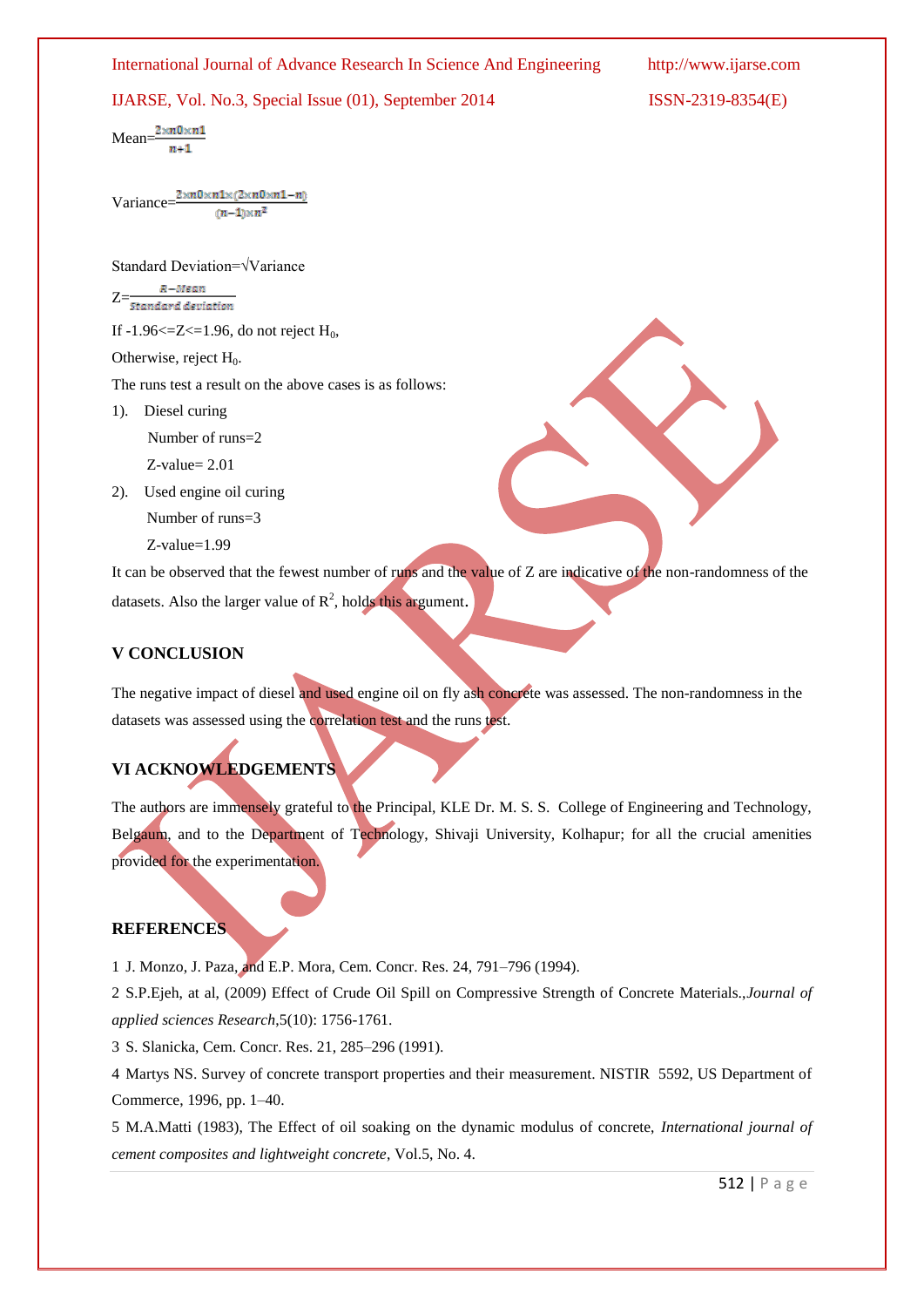Mean=$\frac{2\times n0\times n1}{n+1}$

Variance=$\frac{2\times n0\times n1\times(2\times n0\times n1-n)}{(n-1)\times n^2}$

Standard Deviation=√Variance

Z=$\frac{R-Mean}{Standard\ deviation}$

If -1.96<=Z<=1.96, do not reject $H_0$,

Otherwise, reject $H_0$.

The runs test a result on the above cases is as follows:

1). Diesel curing

Number of runs=2

Z-value= 2.01

2). Used engine oil curing

Number of runs=3

Z-value=1.99

It can be observed that the fewest number of runs and the value of Z are indicative of the non-randomness of the datasets. Also the larger value of $R^2$, holds this argument.

## V CONCLUSION

The negative impact of diesel and used engine oil on fly ash concrete was assessed. The non-randomness in the datasets was assessed using the correlation test and the runs test.

## VI ACKNOWLEDGEMENTS

The authors are immensely grateful to the Principal, KLE Dr. M. S. S. College of Engineering and Technology, Belgaum, and to the Department of Technology, Shivaji University, Kolhapur; for all the crucial amenities provided for the experimentation.

## REFERENCES

1 J. Monzo, J. Paza, and E.P. Mora, Cem. Concr. Res. 24, 791–796 (1994).

2 S.P.Ejeh, at al, (2009) Effect of Crude Oil Spill on Compressive Strength of Concrete Materials.,*Journal of applied sciences Research*,5(10): 1756-1761.

3 S. Slanicka, Cem. Concr. Res. 21, 285–296 (1991).

4 Martys NS. Survey of concrete transport properties and their measurement. NISTIR 5592, US Department of Commerce, 1996, pp. 1–40.

5 M.A.Matti (1983), The Effect of oil soaking on the dynamic modulus of concrete, *International journal of cement composites and lightweight concrete*, Vol.5, No. 4.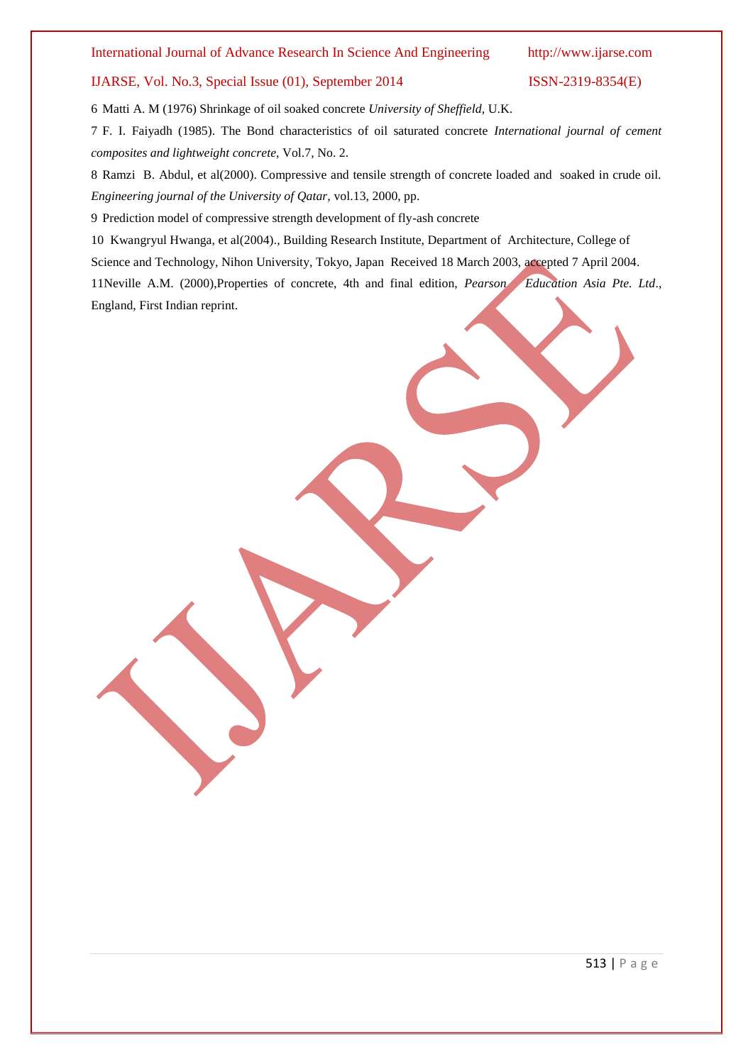6 Matti A. M (1976) Shrinkage of oil soaked concrete *University of Sheffield*, U.K.

7 F. I. Faiyadh (1985). The Bond characteristics of oil saturated concrete *International journal of cement composites and lightweight concrete*, Vol.7, No. 2.

8 Ramzi B. Abdul, et al(2000). Compressive and tensile strength of concrete loaded and soaked in crude oil. *Engineering journal of the University of Qatar*, vol.13, 2000, pp.

9 Prediction model of compressive strength development of fly-ash concrete

10 Kwangryul Hwanga, et al(2004)., Building Research Institute, Department of Architecture, College of Science and Technology, Nihon University, Tokyo, Japan Received 18 March 2003, accepted 7 April 2004.

11Neville A.M. (2000),Properties of concrete, 4th and final edition, *Pearson Education Asia Pte. Ltd*., England, First Indian reprint.